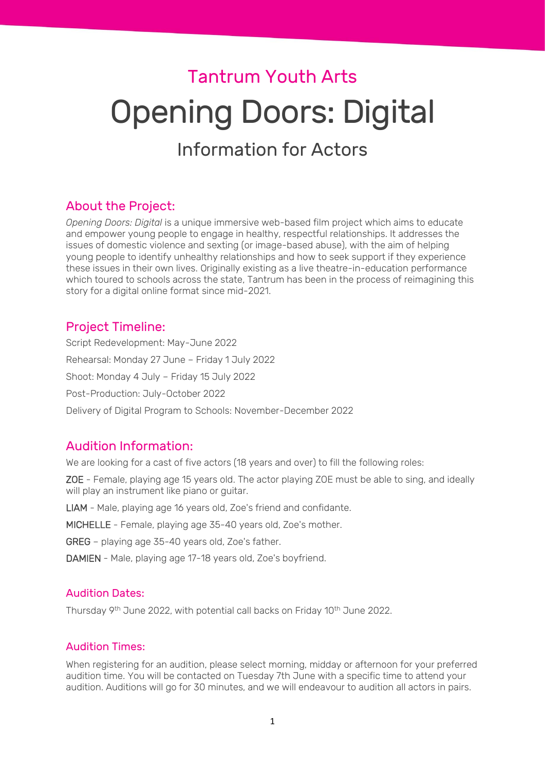# Tantrum Youth Arts

# Opening Doors: Digital

## Information for Actors

## About the Project:

*Opening Doors: Digital* is a unique immersive web-based film project which aims to educate and empower young people to engage in healthy, respectful relationships. It addresses the issues of domestic violence and sexting (or image-based abuse), with the aim of helping young people to identify unhealthy relationships and how to seek support if they experience these issues in their own lives. Originally existing as a live theatre-in-education performance which toured to schools across the state, Tantrum has been in the process of reimagining this story for a digital online format since mid-2021.

## Project Timeline:

Script Redevelopment: May-June 2022

Rehearsal: Monday 27 June – Friday 1 July 2022

Shoot: Monday 4 July – Friday 15 July 2022

Post-Production: July-October 2022

Delivery of Digital Program to Schools: November-December 2022

## Audition Information:

We are looking for a cast of five actors (18 years and over) to fill the following roles:

ZOE - Female, playing age 15 years old. The actor playing ZOE must be able to sing, and ideally will play an instrument like piano or guitar.

LIAM - Male, playing age 16 years old, Zoe's friend and confidante.

MICHELLE - Female, playing age 35-40 years old, Zoe's mother.

GREG – playing age 35-40 years old, Zoe's father.

DAMIEN - Male, playing age 17-18 years old, Zoe's boyfriend.

### Audition Dates:

Thursday 9th June 2022, with potential call backs on Friday 10th June 2022.

### Audition Times:

When registering for an audition, please select morning, midday or afternoon for your preferred audition time. You will be contacted on Tuesday 7th June with a specific time to attend your audition. Auditions will go for 30 minutes, and we will endeavour to audition all actors in pairs.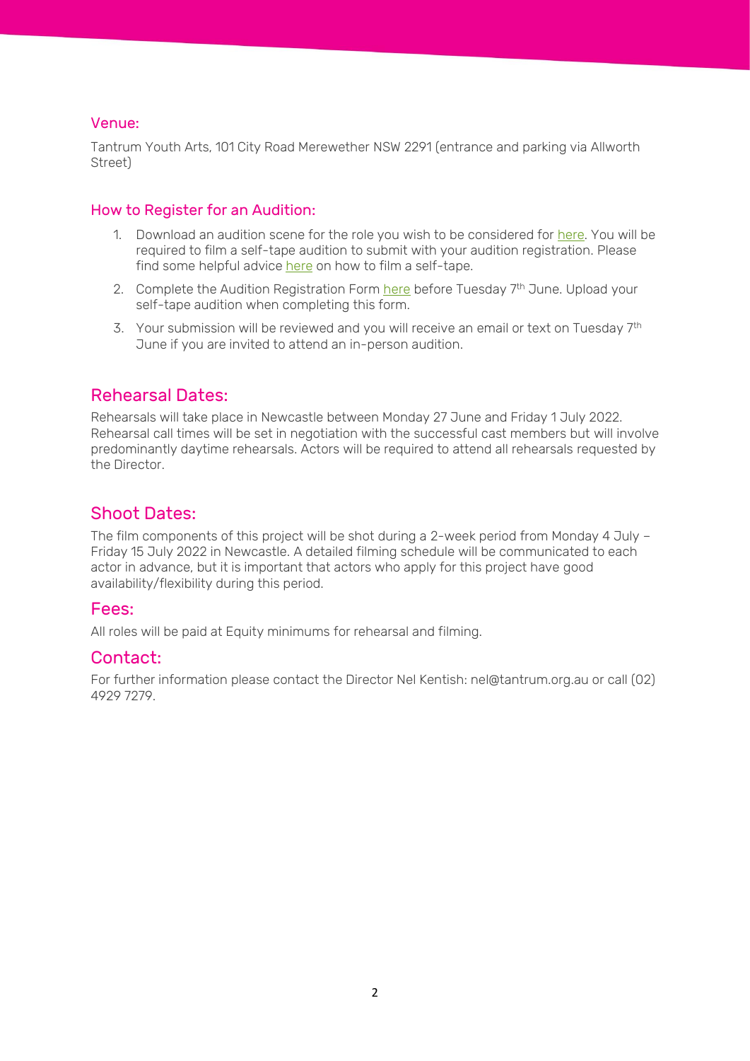## Venue:

Tantrum Youth Arts, 101 City Road Merewether NSW 2291 (entrance and parking via Allworth Street)

## How to Register for an Audition:

1. Download an audition scene for the role you wish to be considered for here. You will be required to film a self-tape audition to submit with your audition registration. Please find some helpful advice here on how to film a self-tape.
2. Complete the Audition Registration Form here before Tuesday 7th June. Upload your self-tape audition when completing this form.
3. Your submission will be reviewed and you will receive an email or text on Tuesday 7th June if you are invited to attend an in-person audition.

## Rehearsal Dates:

Rehearsals will take place in Newcastle between Monday 27 June and Friday 1 July 2022. Rehearsal call times will be set in negotiation with the successful cast members but will involve predominantly daytime rehearsals. Actors will be required to attend all rehearsals requested by the Director.

## Shoot Dates:

The film components of this project will be shot during a 2-week period from Monday 4 July – Friday 15 July 2022 in Newcastle. A detailed filming schedule will be communicated to each actor in advance, but it is important that actors who apply for this project have good availability/flexibility during this period.

## Fees:

All roles will be paid at Equity minimums for rehearsal and filming.

## Contact:

For further information please contact the Director Nel Kentish: nel@tantrum.org.au or call (02) 4929 7279.